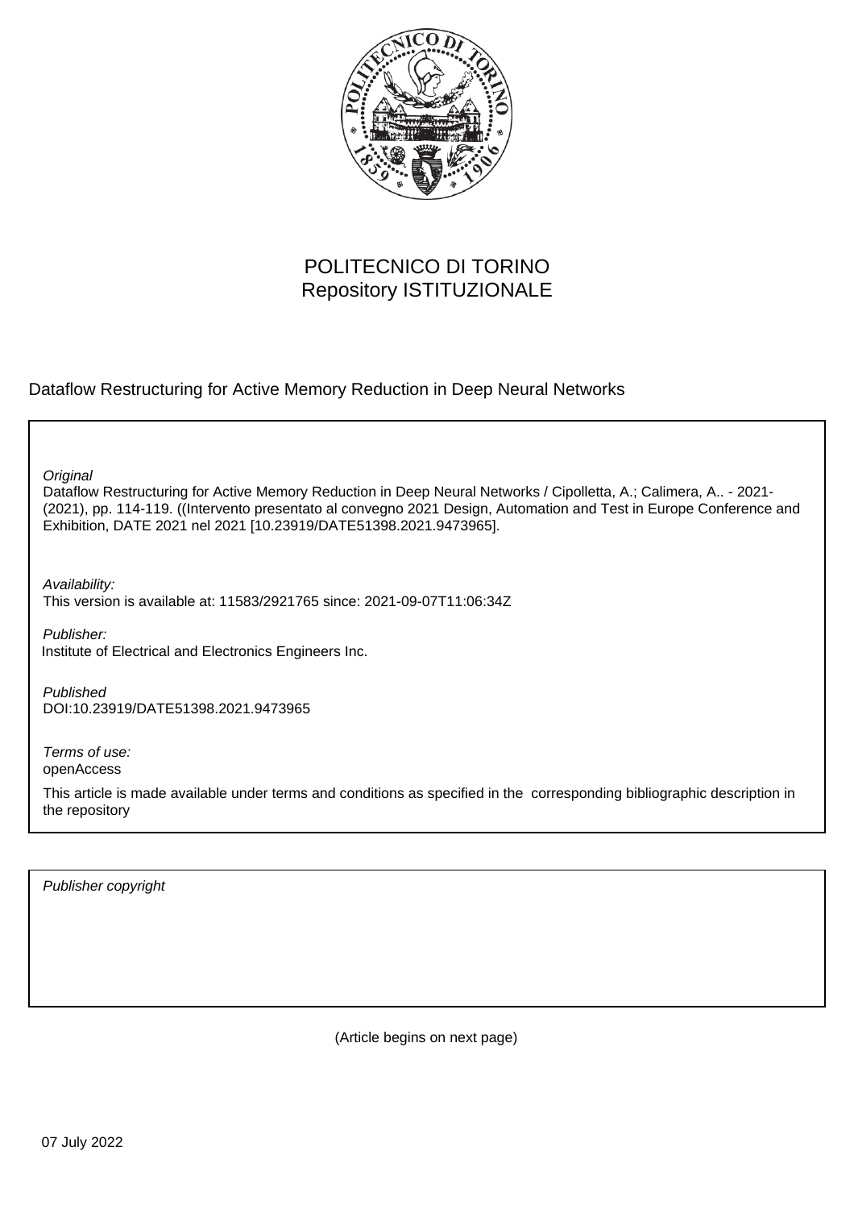POLITECNICO DI TORINO
Repository ISTITUZIONALE

Dataflow Restructuring for Active Memory Reduction in Deep Neural Networks

*Original*
Dataflow Restructuring for Active Memory Reduction in Deep Neural Networks / Cipolletta, A.; Calimera, A.. - 2021-(2021), pp. 114-119. ((Intervento presentato al convegno 2021 Design, Automation and Test in Europe Conference and Exhibition, DATE 2021 nel 2021 [10.23919/DATE51398.2021.9473965].

*Availability:*
This version is available at: 11583/2921765 since: 2021-09-07T11:06:34Z

*Publisher:*
Institute of Electrical and Electronics Engineers Inc.

*Published*
DOI:10.23919/DATE51398.2021.9473965

*Terms of use:*
openAccess

This article is made available under terms and conditions as specified in the corresponding bibliographic description in the repository

*Publisher copyright*

(Article begins on next page)

07 July 2022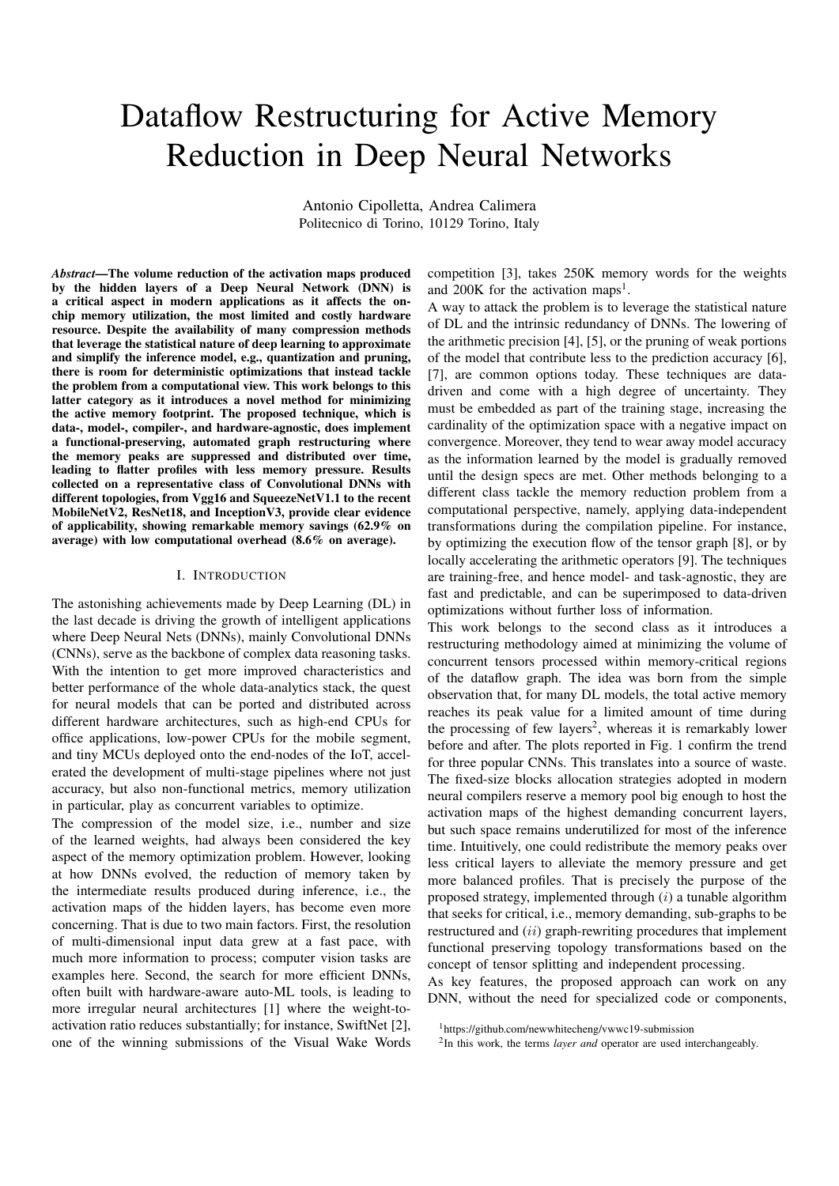# Dataflow Restructuring for Active Memory Reduction in Deep Neural Networks

Antonio Cipolletta, Andrea Calimera
Politecnico di Torino, 10129 Torino, Italy

***Abstract*—The volume reduction of the activation maps produced by the hidden layers of a Deep Neural Network (DNN) is a critical aspect in modern applications as it affects the on-chip memory utilization, the most limited and costly hardware resource. Despite the availability of many compression methods that leverage the statistical nature of deep learning to approximate and simplify the inference model, e.g., quantization and pruning, there is room for deterministic optimizations that instead tackle the problem from a computational view. This work belongs to this latter category as it introduces a novel method for minimizing the active memory footprint. The proposed technique, which is data-, model-, compiler-, and hardware-agnostic, does implement a functional-preserving, automated graph restructuring where the memory peaks are suppressed and distributed over time, leading to flatter profiles with less memory pressure. Results collected on a representative class of Convolutional DNNs with different topologies, from Vgg16 and SqueezeNetV1.1 to the recent MobileNetV2, ResNet18, and InceptionV3, provide clear evidence of applicability, showing remarkable memory savings (62.9% on average) with low computational overhead (8.6% on average).**

## I. INTRODUCTION

The astonishing achievements made by Deep Learning (DL) in the last decade is driving the growth of intelligent applications where Deep Neural Nets (DNNs), mainly Convolutional DNNs (CNNs), serve as the backbone of complex data reasoning tasks. With the intention to get more improved characteristics and better performance of the whole data-analytics stack, the quest for neural models that can be ported and distributed across different hardware architectures, such as high-end CPUs for office applications, low-power CPUs for the mobile segment, and tiny MCUs deployed onto the end-nodes of the IoT, accelerated the development of multi-stage pipelines where not just accuracy, but also non-functional metrics, memory utilization in particular, play as concurrent variables to optimize.

The compression of the model size, i.e., number and size of the learned weights, had always been considered the key aspect of the memory optimization problem. However, looking at how DNNs evolved, the reduction of memory taken by the intermediate results produced during inference, i.e., the activation maps of the hidden layers, has become even more concerning. That is due to two main factors. First, the resolution of multi-dimensional input data grew at a fast pace, with much more information to process; computer vision tasks are examples here. Second, the search for more efficient DNNs, often built with hardware-aware auto-ML tools, is leading to more irregular neural architectures [1] where the weight-to-activation ratio reduces substantially; for instance, SwiftNet [2], one of the winning submissions of the Visual Wake Words competition [3], takes 250K memory words for the weights and 200K for the activation maps[1].

A way to attack the problem is to leverage the statistical nature of DL and the intrinsic redundancy of DNNs. The lowering of the arithmetic precision [4], [5], or the pruning of weak portions of the model that contribute less to the prediction accuracy [6], [7], are common options today. These techniques are data-driven and come with a high degree of uncertainty. They must be embedded as part of the training stage, increasing the cardinality of the optimization space with a negative impact on convergence. Moreover, they tend to wear away model accuracy as the information learned by the model is gradually removed until the design specs are met. Other methods belonging to a different class tackle the memory reduction problem from a computational perspective, namely, applying data-independent transformations during the compilation pipeline. For instance, by optimizing the execution flow of the tensor graph [8], or by locally accelerating the arithmetic operators [9]. The techniques are training-free, and hence model- and task-agnostic, they are fast and predictable, and can be superimposed to data-driven optimizations without further loss of information.

This work belongs to the second class as it introduces a restructuring methodology aimed at minimizing the volume of concurrent tensors processed within memory-critical regions of the dataflow graph. The idea was born from the simple observation that, for many DL models, the total active memory reaches its peak value for a limited amount of time during the processing of few layers[2], whereas it is remarkably lower before and after. The plots reported in Fig. 1 confirm the trend for three popular CNNs. This translates into a source of waste. The fixed-size blocks allocation strategies adopted in modern neural compilers reserve a memory pool big enough to host the activation maps of the highest demanding concurrent layers, but such space remains underutilized for most of the inference time. Intuitively, one could redistribute the memory peaks over less critical layers to alleviate the memory pressure and get more balanced profiles. That is precisely the purpose of the proposed strategy, implemented through $(i)$ a tunable algorithm that seeks for critical, i.e., memory demanding, sub-graphs to be restructured and $(ii)$ graph-rewriting procedures that implement functional preserving topology transformations based on the concept of tensor splitting and independent processing.

As key features, the proposed approach can work on any DNN, without the need for specialized code or components,

[1] https://github.com/newwhitecheng/vwwc19-submission

[2] In this work, the terms *layer and* operator are used interchangeably.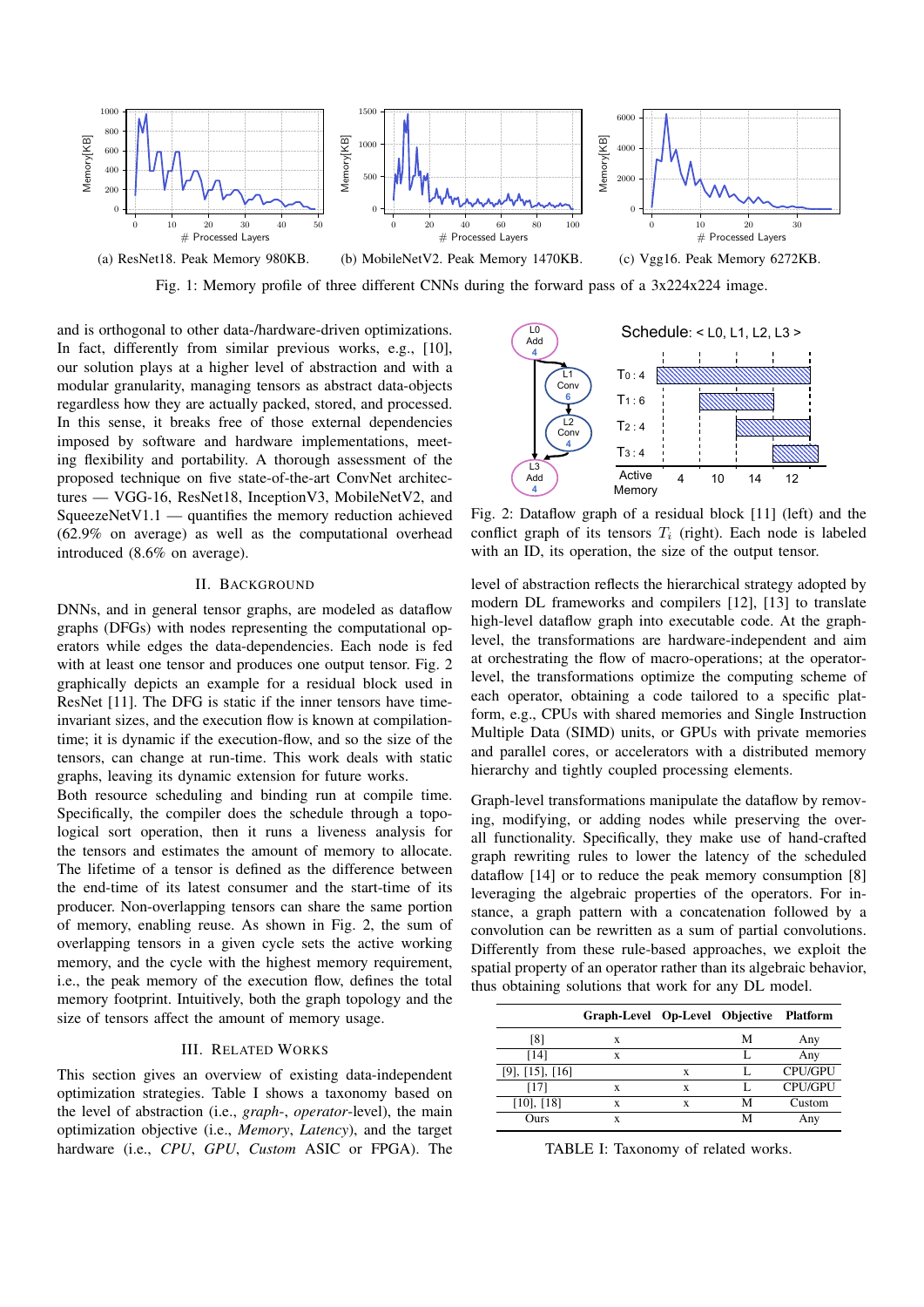(a) ResNet18. Peak Memory 980KB. (b) MobileNetV2. Peak Memory 1470KB. (c) Vgg16. Peak Memory 6272KB.

Fig. 1: Memory profile of three different CNNs during the forward pass of a 3x224x224 image.

and is orthogonal to other data-/hardware-driven optimizations. In fact, differently from similar previous works, e.g., [10], our solution plays at a higher level of abstraction and with a modular granularity, managing tensors as abstract data-objects regardless how they are actually packed, stored, and processed. In this sense, it breaks free of those external dependencies imposed by software and hardware implementations, meeting flexibility and portability. A thorough assessment of the proposed technique on five state-of-the-art ConvNet architectures — VGG-16, ResNet18, InceptionV3, MobileNetV2, and SqueezeNetV1.1 — quantifies the memory reduction achieved (62.9% on average) as well as the computational overhead introduced (8.6% on average).

## II. Background

DNNs, and in general tensor graphs, are modeled as dataflow graphs (DFGs) with nodes representing the computational operators while edges the data-dependencies. Each node is fed with at least one tensor and produces one output tensor. Fig. 2 graphically depicts an example for a residual block used in ResNet [11]. The DFG is static if the inner tensors have time-invariant sizes, and the execution flow is known at compilation-time; it is dynamic if the execution-flow, and so the size of the tensors, can change at run-time. This work deals with static graphs, leaving its dynamic extension for future works.

Both resource scheduling and binding run at compile time. Specifically, the compiler does the schedule through a topological sort operation, then it runs a liveness analysis for the tensors and estimates the amount of memory to allocate. The lifetime of a tensor is defined as the difference between the end-time of its latest consumer and the start-time of its producer. Non-overlapping tensors can share the same portion of memory, enabling reuse. As shown in Fig. 2, the sum of overlapping tensors in a given cycle sets the active working memory, and the cycle with the highest memory requirement, i.e., the peak memory of the execution flow, defines the total memory footprint. Intuitively, both the graph topology and the size of tensors affect the amount of memory usage.

## III. Related Works

This section gives an overview of existing data-independent optimization strategies. Table I shows a taxonomy based on the level of abstraction (i.e., *graph*-, *operator*-level), the main optimization objective (i.e., *Memory*, *Latency*), and the target hardware (i.e., *CPU*, *GPU*, *Custom* ASIC or FPGA). The

Fig. 2: Dataflow graph of a residual block [11] (left) and the conflict graph of its tensors $T_i$ (right). Each node is labeled with an ID, its operation, the size of the output tensor.

level of abstraction reflects the hierarchical strategy adopted by modern DL frameworks and compilers [12], [13] to translate high-level dataflow graph into executable code. At the graph-level, the transformations are hardware-independent and aim at orchestrating the flow of macro-operations; at the operator-level, the transformations optimize the computing scheme of each operator, obtaining a code tailored to a specific platform, e.g., CPUs with shared memories and Single Instruction Multiple Data (SIMD) units, or GPUs with private memories and parallel cores, or accelerators with a distributed memory hierarchy and tightly coupled processing elements.

Graph-level transformations manipulate the dataflow by removing, modifying, or adding nodes while preserving the overall functionality. Specifically, they make use of hand-crafted graph rewriting rules to lower the latency of the scheduled dataflow [14] or to reduce the peak memory consumption [8] leveraging the algebraic properties of the operators. For instance, a graph pattern with a concatenation followed by a convolution can be rewritten as a sum of partial convolutions. Differently from these rule-based approaches, we exploit the spatial property of an operator rather than its algebraic behavior, thus obtaining solutions that work for any DL model.

| | Graph-Level | Op-Level | Objective | Platform |
|---|---|---|---|---|
| [8] | x | | M | Any |
| [14] | x | | L | Any |
| [9], [15], [16] | | x | L | CPU/GPU |
| [17] | x | x | L | CPU/GPU |
| [10], [18] | x | x | M | Custom |
| Ours | x | | M | Any |

TABLE I: Taxonomy of related works.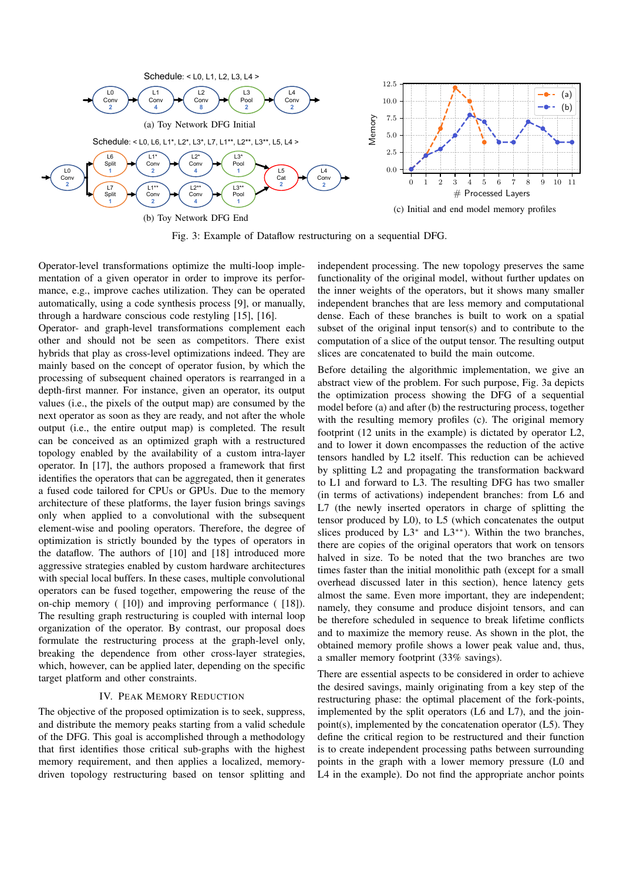Schedule: < L0, L1, L2, L3, L4 >

(a) Toy Network DFG Initial

Schedule: < L0, L6, L1*, L2*, L3*, L7, L1**, L2**, L3**, L5, L4 >

(b) Toy Network DFG End

(c) Initial and end model memory profiles

Fig. 3: Example of Dataflow restructuring on a sequential DFG.

Operator-level transformations optimize the multi-loop implementation of a given operator in order to improve its performance, e.g., improve caches utilization. They can be operated automatically, using a code synthesis process [9], or manually, through a hardware conscious code restyling [15], [16].

Operator- and graph-level transformations complement each other and should not be seen as competitors. There exist hybrids that play as cross-level optimizations indeed. They are mainly based on the concept of operator fusion, by which the processing of subsequent chained operators is rearranged in a depth-first manner. For instance, given an operator, its output values (i.e., the pixels of the output map) are consumed by the next operator as soon as they are ready, and not after the whole output (i.e., the entire output map) is completed. The result can be conceived as an optimized graph with a restructured topology enabled by the availability of a custom intra-layer operator. In [17], the authors proposed a framework that first identifies the operators that can be aggregated, then it generates a fused code tailored for CPUs or GPUs. Due to the memory architecture of these platforms, the layer fusion brings savings only when applied to a convolutional with the subsequent element-wise and pooling operators. Therefore, the degree of optimization is strictly bounded by the types of operators in the dataflow. The authors of [10] and [18] introduced more aggressive strategies enabled by custom hardware architectures with special local buffers. In these cases, multiple convolutional operators can be fused together, empowering the reuse of the on-chip memory ( [10]) and improving performance ( [18]). The resulting graph restructuring is coupled with internal loop organization of the operator. By contrast, our proposal does formulate the restructuring process at the graph-level only, breaking the dependence from other cross-layer strategies, which, however, can be applied later, depending on the specific target platform and other constraints.

## IV. Peak Memory Reduction

The objective of the proposed optimization is to seek, suppress, and distribute the memory peaks starting from a valid schedule of the DFG. This goal is accomplished through a methodology that first identifies those critical sub-graphs with the highest memory requirement, and then applies a localized, memory-driven topology restructuring based on tensor splitting and independent processing. The new topology preserves the same functionality of the original model, without further updates on the inner weights of the operators, but it shows many smaller independent branches that are less memory and computational dense. Each of these branches is built to work on a spatial subset of the original input tensor(s) and to contribute to the computation of a slice of the output tensor. The resulting output slices are concatenated to build the main outcome.

Before detailing the algorithmic implementation, we give an abstract view of the problem. For such purpose, Fig. 3a depicts the optimization process showing the DFG of a sequential model before (a) and after (b) the restructuring process, together with the resulting memory profiles (c). The original memory footprint (12 units in the example) is dictated by operator L2, and to lower it down encompasses the reduction of the active tensors handled by L2 itself. This reduction can be achieved by splitting L2 and propagating the transformation backward to L1 and forward to L3. The resulting DFG has two smaller (in terms of activations) independent branches: from L6 and L7 (the newly inserted operators in charge of splitting the tensor produced by L0), to L5 (which concatenates the output slices produced by L3* and L3**). Within the two branches, there are copies of the original operators that work on tensors halved in size. To be noted that the two branches are two times faster than the initial monolithic path (except for a small overhead discussed later in this section), hence latency gets almost the same. Even more important, they are independent; namely, they consume and produce disjoint tensors, and can be therefore scheduled in sequence to break lifetime conflicts and to maximize the memory reuse. As shown in the plot, the obtained memory profile shows a lower peak value and, thus, a smaller memory footprint (33% savings).

There are essential aspects to be considered in order to achieve the desired savings, mainly originating from a key step of the restructuring phase: the optimal placement of the fork-points, implemented by the split operators (L6 and L7), and the join-point(s), implemented by the concatenation operator (L5). They define the critical region to be restructured and their function is to create independent processing paths between surrounding points in the graph with a lower memory pressure (L0 and L4 in the example). Do not find the appropriate anchor points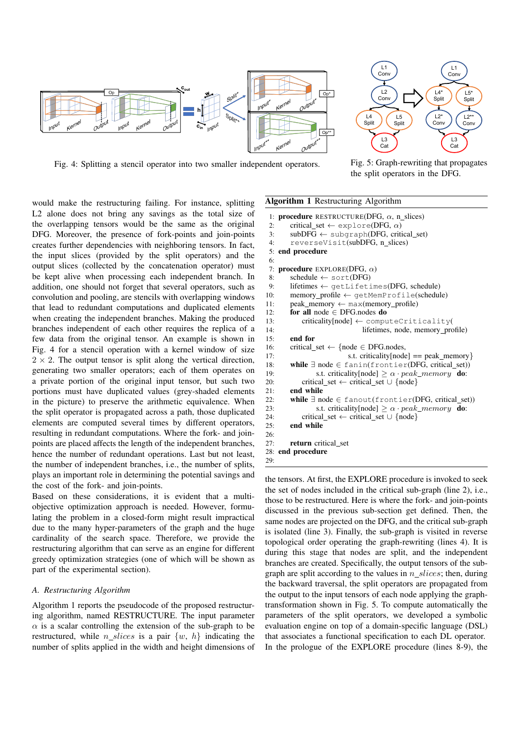Fig. 4: Splitting a stencil operator into two smaller independent operators.

Fig. 5: Graph-rewriting that propagates the split operators in the DFG.

would make the restructuring failing. For instance, splitting L2 alone does not bring any savings as the total size of the overlapping tensors would be the same as the original DFG. Moreover, the presence of fork-points and join-points creates further dependencies with neighboring tensors. In fact, the input slices (provided by the split operators) and the output slices (collected by the concatenation operator) must be kept alive when processing each independent branch. In addition, one should not forget that several operators, such as convolution and pooling, are stencils with overlapping windows that lead to redundant computations and duplicated elements when creating the independent branches. Making the produced branches independent of each other requires the replica of a few data from the original tensor. An example is shown in Fig. 4 for a stencil operation with a kernel window of size $2 \times 2$. The output tensor is split along the vertical direction, generating two smaller operators; each of them operates on a private portion of the original input tensor, but such two portions must have duplicated values (grey-shaded elements in the picture) to preserve the arithmetic equivalence. When the split operator is propagated across a path, those duplicated elements are computed several times by different operators, resulting in redundant computations. Where the fork- and join-points are placed affects the length of the independent branches, hence the number of redundant operations. Last but not least, the number of independent branches, i.e., the number of splits, plays an important role in determining the potential savings and the cost of the fork- and join-points.

Based on these considerations, it is evident that a multi-objective optimization approach is needed. However, formulating the problem in a closed-form might result impractical due to the many hyper-parameters of the graph and the huge cardinality of the search space. Therefore, we provide the restructuring algorithm that can serve as an engine for different greedy optimization strategies (one of which will be shown as part of the experimental section).

### *A. Restructuring Algorithm*

Algorithm 1 reports the pseudocode of the proposed restructuring algorithm, named RESTRUCTURE. The input parameter $\alpha$ is a scalar controlling the extension of the sub-graph to be restructured, while $n\_slices$ is a pair $\{w, h\}$ indicating the number of splits applied in the width and height dimensions of the tensors. At first, the EXPLORE procedure is invoked to seek the set of nodes included in the critical sub-graph (line 2), i.e., those to be restructured. Here is where the fork- and join-points discussed in the previous sub-section get defined. Then, the same nodes are projected on the DFG, and the critical sub-graph is isolated (line 3). Finally, the sub-graph is visited in reverse topological order operating the graph-rewriting (lines 4). It is during this stage that nodes are split, and the independent branches are created. Specifically, the output tensors of the sub-graph are split according to the values in $n\_slices$; then, during the backward traversal, the split operators are propagated from the output to the input tensors of each node applying the graph-transformation shown in Fig. 5. To compute automatically the parameters of the split operators, we developed a symbolic evaluation engine on top of a domain-specific language (DSL) that associates a functional specification to each DL operator. In the prologue of the EXPLORE procedure (lines 8-9), the

**Algorithm 1** Restructuring Algorithm

```
1:  procedure RESTRUCTURE(DFG, α, n_slices)
2:      critical_set ← explore(DFG, α)
3:      subDFG ← subgraph(DFG, critical_set)
4:      reverseVisit(subDFG, n_slices)
5:  end procedure
6:
7:  procedure EXPLORE(DFG, α)
8:      schedule ← sort(DFG)
9:      lifetimes ← getLifetimes(DFG, schedule)
10:     memory_profile ← getMemProfile(schedule)
11:     peak_memory ← max(memory_profile)
12:     for all node ∈ DFG.nodes do
13:         criticality[node] ← computeCriticality(
14:                 lifetimes, node, memory_profile)
15:     end for
16:     critical_set ← {node ∈ DFG.nodes,
17:                 s.t. criticality[node] == peak_memory}
18:     while ∃ node ∈ fanin(frontier(DFG, critical_set))
19:             s.t. criticality[node] ≥ α · peak_memory do:
20:         critical_set ← critical_set ∪ {node}
21:     end while
22:     while ∃ node ∈ fanout(frontier(DFG, critical_set))
23:             s.t. criticality[node] ≥ α · peak_memory do:
24:         critical_set ← critical_set ∪ {node}
25:     end while
26:
27:     return critical_set
28: end procedure
29:
```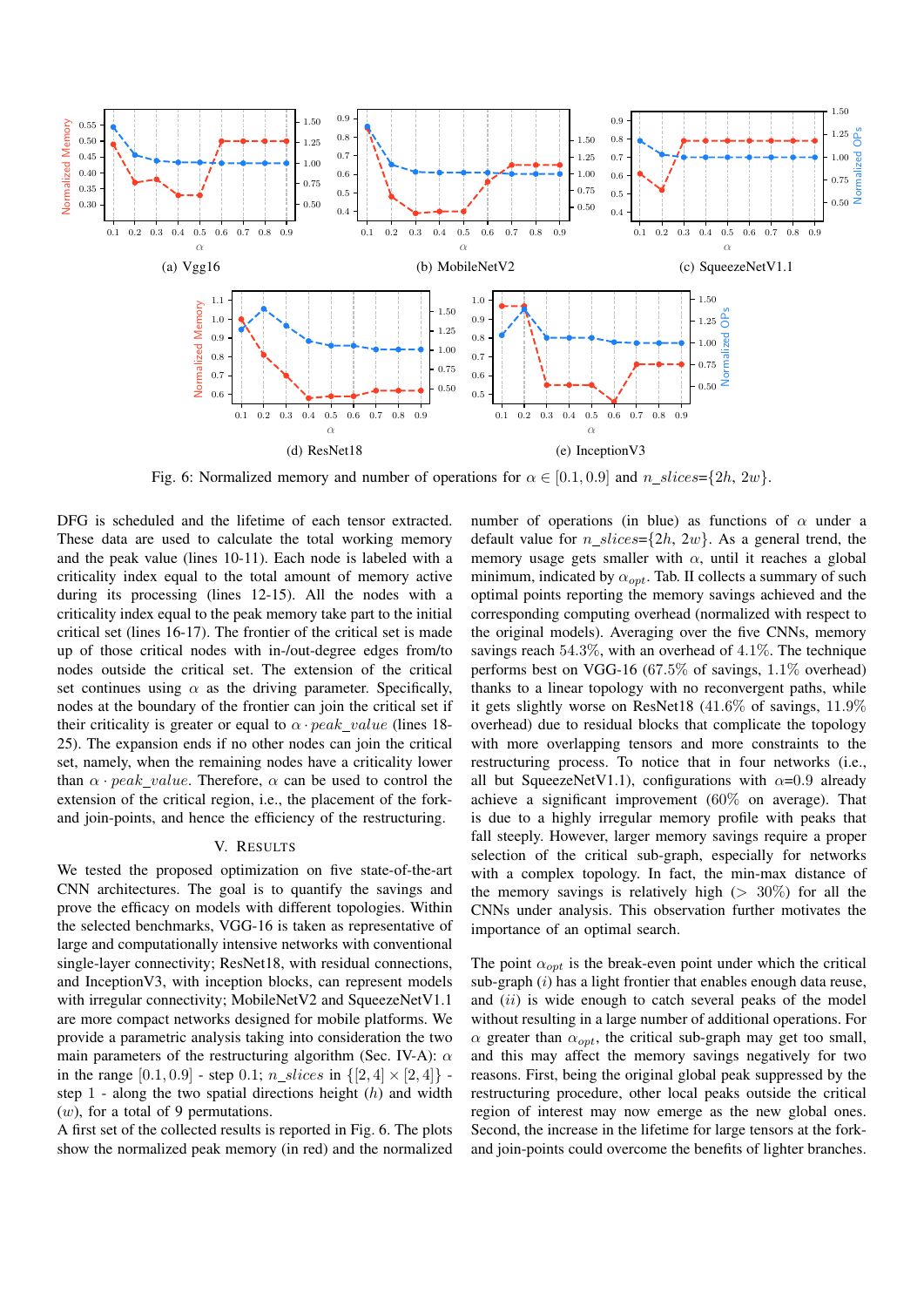Fig. 6: Normalized memory and number of operations for $\alpha \in [0.1, 0.9]$ and $n\_slices$={$2h$, $2w$}.

DFG is scheduled and the lifetime of each tensor extracted. These data are used to calculate the total working memory and the peak value (lines 10-11). Each node is labeled with a criticality index equal to the total amount of memory active during its processing (lines 12-15). All the nodes with a criticality index equal to the peak memory take part to the initial critical set (lines 16-17). The frontier of the critical set is made up of those critical nodes with in-/out-degree edges from/to nodes outside the critical set. The extension of the critical set continues using $\alpha$ as the driving parameter. Specifically, nodes at the boundary of the frontier can join the critical set if their criticality is greater or equal to $\alpha \cdot peak\_value$ (lines 18-25). The expansion ends if no other nodes can join the critical set, namely, when the remaining nodes have a criticality lower than $\alpha \cdot peak\_value$. Therefore, $\alpha$ can be used to control the extension of the critical region, i.e., the placement of the fork- and join-points, and hence the efficiency of the restructuring.

## V. Results

We tested the proposed optimization on five state-of-the-art CNN architectures. The goal is to quantify the savings and prove the efficacy on models with different topologies. Within the selected benchmarks, VGG-16 is taken as representative of large and computationally intensive networks with conventional single-layer connectivity; ResNet18, with residual connections, and InceptionV3, with inception blocks, can represent models with irregular connectivity; MobileNetV2 and SqueezeNetV1.1 are more compact networks designed for mobile platforms. We provide a parametric analysis taking into consideration the two main parameters of the restructuring algorithm (Sec. IV-A): $\alpha$ in the range $[0.1, 0.9]$ - step 0.1; $n\_slices$ in $\{[2, 4] \times [2, 4]\}$ - step 1 - along the two spatial directions height ($h$) and width ($w$), for a total of 9 permutations.

A first set of the collected results is reported in Fig. 6. The plots show the normalized peak memory (in red) and the normalized number of operations (in blue) as functions of $\alpha$ under a default value for $n\_slices$={$2h$, $2w$}. As a general trend, the memory usage gets smaller with $\alpha$, until it reaches a global minimum, indicated by $\alpha_{opt}$. Tab. II collects a summary of such optimal points reporting the memory savings achieved and the corresponding computing overhead (normalized with respect to the original models). Averaging over the five CNNs, memory savings reach 54.3%, with an overhead of 4.1%. The technique performs best on VGG-16 (67.5% of savings, 1.1% overhead) thanks to a linear topology with no reconvergent paths, while it gets slightly worse on ResNet18 (41.6% of savings, 11.9% overhead) due to residual blocks that complicate the topology with more overlapping tensors and more constraints to the restructuring process. To notice that in four networks (i.e., all but SqueezeNetV1.1), configurations with $\alpha$=0.9 already achieve a significant improvement (60% on average). That is due to a highly irregular memory profile with peaks that fall steeply. However, larger memory savings require a proper selection of the critical sub-graph, especially for networks with a complex topology. In fact, the min-max distance of the memory savings is relatively high (> 30%) for all the CNNs under analysis. This observation further motivates the importance of an optimal search.

The point $\alpha_{opt}$ is the break-even point under which the critical sub-graph $(i)$ has a light frontier that enables enough data reuse, and $(ii)$ is wide enough to catch several peaks of the model without resulting in a large number of additional operations. For $\alpha$ greater than $\alpha_{opt}$, the critical sub-graph may get too small, and this may affect the memory savings negatively for two reasons. First, being the original global peak suppressed by the restructuring procedure, other local peaks outside the critical region of interest may now emerge as the new global ones. Second, the increase in the lifetime for large tensors at the fork- and join-points could overcome the benefits of lighter branches.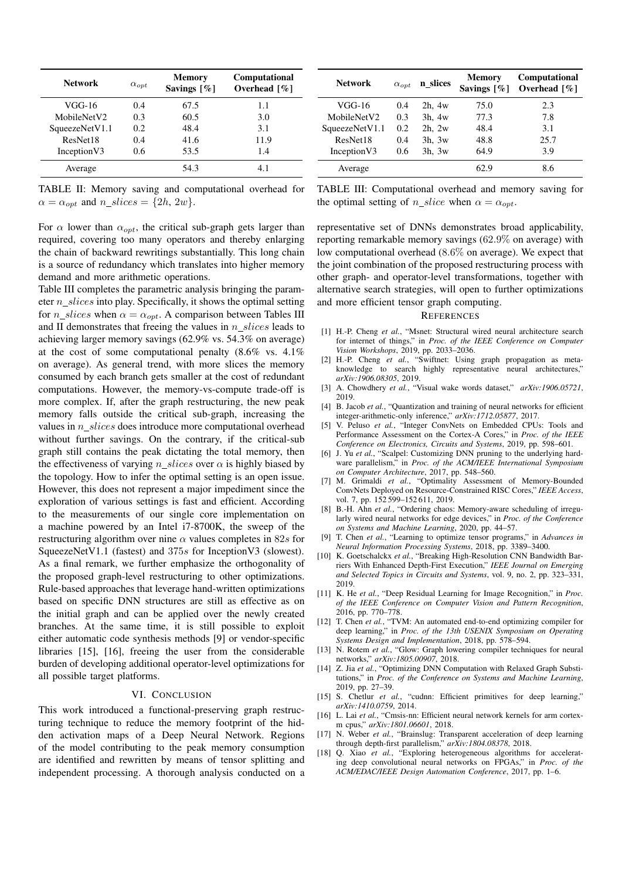| Network | $\alpha_{opt}$ | Memory Savings [%] | Computational Overhead [%] |
|---|---|---|---|
| VGG-16 | 0.4 | 67.5 | 1.1 |
| MobileNetV2 | 0.3 | 60.5 | 3.0 |
| SqueezeNetV1.1 | 0.2 | 48.4 | 3.1 |
| ResNet18 | 0.4 | 41.6 | 11.9 |
| InceptionV3 | 0.6 | 53.5 | 1.4 |
| Average | | 54.3 | 4.1 |

TABLE II: Memory saving and computational overhead for $\alpha = \alpha_{opt}$ and $n\_slices = \{2h,\, 2w\}$.

| Network | $\alpha_{opt}$ | n_slices | Memory Savings [%] | Computational Overhead [%] |
|---|---|---|---|---|
| VGG-16 | 0.4 | 2h, 4w | 75.0 | 2.3 |
| MobileNetV2 | 0.3 | 3h, 4w | 77.3 | 7.8 |
| SqueezeNetV1.1 | 0.2 | 2h, 2w | 48.4 | 3.1 |
| ResNet18 | 0.4 | 3h, 3w | 48.8 | 25.7 |
| InceptionV3 | 0.6 | 3h, 3w | 64.9 | 3.9 |
| Average | | | 62.9 | 8.6 |

TABLE III: Computational overhead and memory saving for the optimal setting of $n\_slice$ when $\alpha = \alpha_{opt}$.

For $\alpha$ lower than $\alpha_{opt}$, the critical sub-graph gets larger than required, covering too many operators and thereby enlarging the chain of backward rewritings substantially. This long chain is a source of redundancy which translates into higher memory demand and more arithmetic operations.

Table III completes the parametric analysis bringing the parameter $n\_slices$ into play. Specifically, it shows the optimal setting for $n\_slices$ when $\alpha = \alpha_{opt}$. A comparison between Tables III and II demonstrates that freeing the values in $n\_slices$ leads to achieving larger memory savings (62.9% vs. 54.3% on average) at the cost of some computational penalty (8.6% vs. 4.1% on average). As general trend, with more slices the memory consumed by each branch gets smaller at the cost of redundant computations. However, the memory-vs-compute trade-off is more complex. If, after the graph restructuring, the new peak memory falls outside the critical sub-graph, increasing the values in $n\_slices$ does introduce more computational overhead without further savings. On the contrary, if the critical-sub graph still contains the peak dictating the total memory, then the effectiveness of varying $n\_slices$ over $\alpha$ is highly biased by the topology. How to infer the optimal setting is an open issue. However, this does not represent a major impediment since the exploration of various settings is fast and efficient. According to the measurements of our single core implementation on a machine powered by an Intel i7-8700K, the sweep of the restructuring algorithm over nine $\alpha$ values completes in $82s$ for SqueezeNetV1.1 (fastest) and $375s$ for InceptionV3 (slowest). As a final remark, we further emphasize the orthogonality of the proposed graph-level restructuring to other optimizations. Rule-based approaches that leverage hand-written optimizations based on specific DNN structures are still as effective as on the initial graph and can be applied over the newly created branches. At the same time, it is still possible to exploit either automatic code synthesis methods [9] or vendor-specific libraries [15], [16], freeing the user from the considerable burden of developing additional operator-level optimizations for all possible target platforms.

## VI. Conclusion

This work introduced a functional-preserving graph restructuring technique to reduce the memory footprint of the hidden activation maps of a Deep Neural Network. Regions of the model contributing to the peak memory consumption are identified and rewritten by means of tensor splitting and independent processing. A thorough analysis conducted on a representative set of DNNs demonstrates broad applicability, reporting remarkable memory savings (62.9% on average) with low computational overhead (8.6% on average). We expect that the joint combination of the proposed restructuring process with other graph- and operator-level transformations, together with alternative search strategies, will open to further optimizations and more efficient tensor graph computing.

## References

[1] H.-P. Cheng *et al.*, "Msnet: Structural wired neural architecture search for internet of things," in *Proc. of the IEEE Conference on Computer Vision Workshops*, 2019, pp. 2033–2036.

[2] H.-P. Cheng *et al.*, "Swiftnet: Using graph propagation as meta-knowledge to search highly representative neural architectures," *arXiv:1906.08305*, 2019.

[3] A. Chowdhery *et al.*, "Visual wake words dataset," *arXiv:1906.05721*, 2019.

[4] B. Jacob *et al.*, "Quantization and training of neural networks for efficient integer-arithmetic-only inference," *arXiv:1712.05877*, 2017.

[5] V. Peluso *et al.*, "Integer ConvNets on Embedded CPUs: Tools and Performance Assessment on the Cortex-A Cores," in *Proc. of the IEEE Conference on Electronics, Circuits and Systems*, 2019, pp. 598–601.

[6] J. Yu *et al.*, "Scalpel: Customizing DNN pruning to the underlying hardware parallelism," in *Proc. of the ACM/IEEE International Symposium on Computer Architecture*, 2017, pp. 548–560.

[7] M. Grimaldi *et al.*, "Optimality Assessment of Memory-Bounded ConvNets Deployed on Resource-Constrained RISC Cores," *IEEE Access*, vol. 7, pp. 152 599–152 611, 2019.

[8] B.-H. Ahn *et al.*, "Ordering chaos: Memory-aware scheduling of irregularly wired neural networks for edge devices," in *Proc. of the Conference on Systems and Machine Learning*, 2020, pp. 44–57.

[9] T. Chen *et al.*, "Learning to optimize tensor programs," in *Advances in Neural Information Processing Systems*, 2018, pp. 3389–3400.

[10] K. Goetschalckx *et al.*, "Breaking High-Resolution CNN Bandwidth Barriers With Enhanced Depth-First Execution," *IEEE Journal on Emerging and Selected Topics in Circuits and Systems*, vol. 9, no. 2, pp. 323–331, 2019.

[11] K. He *et al.*, "Deep Residual Learning for Image Recognition," in *Proc. of the IEEE Conference on Computer Vision and Pattern Recognition*, 2016, pp. 770–778.

[12] T. Chen *et al.*, "TVM: An automated end-to-end optimizing compiler for deep learning," in *Proc. of the 13th USENIX Symposium on Operating Systems Design and Implementation*, 2018, pp. 578–594.

[13] N. Rotem *et al.*, "Glow: Graph lowering compiler techniques for neural networks," *arXiv:1805.00907*, 2018.

[14] Z. Jia *et al.*, "Optimizing DNN Computation with Relaxed Graph Substitutions," in *Proc. of the Conference on Systems and Machine Learning*, 2019, pp. 27–39.

[15] S. Chetlur *et al.*, "cudnn: Efficient primitives for deep learning," *arXiv:1410.0759*, 2014.

[16] L. Lai *et al.*, "Cmsis-nn: Efficient neural network kernels for arm cortex-m cpus," *arXiv:1801.06601*, 2018.

[17] N. Weber *et al.*, "Brainslug: Transparent acceleration of deep learning through depth-first parallelism," *arXiv:1804.08378*, 2018.

[18] Q. Xiao *et al.*, "Exploring heterogeneous algorithms for accelerating deep convolutional neural networks on FPGAs," in *Proc. of the ACM/EDAC/IEEE Design Automation Conference*, 2017, pp. 1–6.